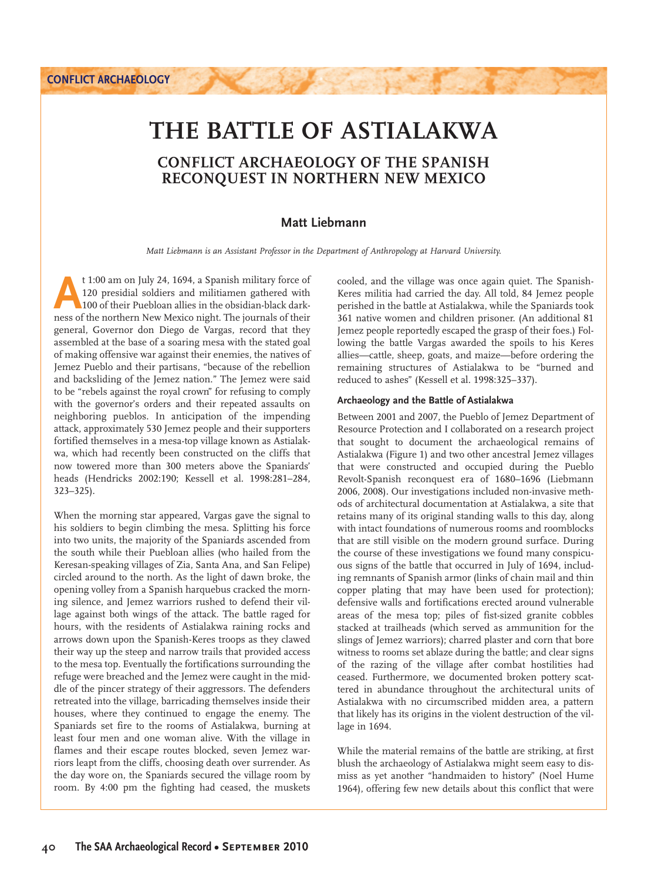CONFLICT ARCHAEOLOGY

# THE BATTLE OF ASTIALAKWA

## CONFLICT ARCHAEOLOGY OF THE SPANISH RECONQUEST IN NORTHERN NEW MEXICO

### Matt Liebmann

*Matt Liebmann is an Assistant Professor in the Department of Anthropology at Harvard University.*

At 1:00 am on July 24, 1694, a Spanish military force of 120 presidial soldiers and militiamen gathered with 100 of their Puebloan allies in the obsidian-black darkness of the northern New Mexico night. The journals of their general, Governor don Diego de Vargas, record that they assembled at the base of a soaring mesa with the stated goal of making offensive war against their enemies, the natives of Jemez Pueblo and their partisans, "because of the rebellion and backsliding of the Jemez nation." The Jemez were said to be "rebels against the royal crown" for refusing to comply with the governor's orders and their repeated assaults on neighboring pueblos. In anticipation of the impending attack, approximately 530 Jemez people and their supporters fortified themselves in a mesa-top village known as Astialakwa, which had recently been constructed on the cliffs that now towered more than 300 meters above the Spaniards' heads (Hendricks 2002:190; Kessell et al. 1998:281–284, 323–325).

When the morning star appeared, Vargas gave the signal to his soldiers to begin climbing the mesa. Splitting his force into two units, the majority of the Spaniards ascended from the south while their Puebloan allies (who hailed from the Keresan-speaking villages of Zia, Santa Ana, and San Felipe) circled around to the north. As the light of dawn broke, the opening volley from a Spanish harquebus cracked the morning silence, and Jemez warriors rushed to defend their village against both wings of the attack. The battle raged for hours, with the residents of Astialakwa raining rocks and arrows down upon the Spanish-Keres troops as they clawed their way up the steep and narrow trails that provided access to the mesa top. Eventually the fortifications surrounding the refuge were breached and the Jemez were caught in the middle of the pincer strategy of their aggressors. The defenders retreated into the village, barricading themselves inside their houses, where they continued to engage the enemy. The Spaniards set fire to the rooms of Astialakwa, burning at least four men and one woman alive. With the village in flames and their escape routes blocked, seven Jemez warriors leapt from the cliffs, choosing death over surrender. As the day wore on, the Spaniards secured the village room by room. By 4:00 pm the fighting had ceased, the muskets cooled, and the village was once again quiet. The Spanish-Keres militia had carried the day. All told, 84 Jemez people perished in the battle at Astialakwa, while the Spaniards took 361 native women and children prisoner. (An additional 81 Jemez people reportedly escaped the grasp of their foes.) Following the battle Vargas awarded the spoils to his Keres allies—cattle, sheep, goats, and maize—before ordering the remaining structures of Astialakwa to be "burned and reduced to ashes" (Kessell et al. 1998:325–337).

#### Archaeology and the Battle of Astialakwa

Between 2001 and 2007, the Pueblo of Jemez Department of Resource Protection and I collaborated on a research project that sought to document the archaeological remains of Astialakwa (Figure 1) and two other ancestral Jemez villages that were constructed and occupied during the Pueblo Revolt-Spanish reconquest era of 1680–1696 (Liebmann 2006, 2008). Our investigations included non-invasive methods of architectural documentation at Astialakwa, a site that retains many of its original standing walls to this day, along with intact foundations of numerous rooms and roomblocks that are still visible on the modern ground surface. During the course of these investigations we found many conspicuous signs of the battle that occurred in July of 1694, including remnants of Spanish armor (links of chain mail and thin copper plating that may have been used for protection); defensive walls and fortifications erected around vulnerable areas of the mesa top; piles of fist-sized granite cobbles stacked at trailheads (which served as ammunition for the slings of Jemez warriors); charred plaster and corn that bore witness to rooms set ablaze during the battle; and clear signs of the razing of the village after combat hostilities had ceased. Furthermore, we documented broken pottery scattered in abundance throughout the architectural units of Astialakwa with no circumscribed midden area, a pattern that likely has its origins in the violent destruction of the village in 1694.

While the material remains of the battle are striking, at first blush the archaeology of Astialakwa might seem easy to dismiss as yet another "handmaiden to history" (Noel Hume 1964), offering few new details about this conflict that were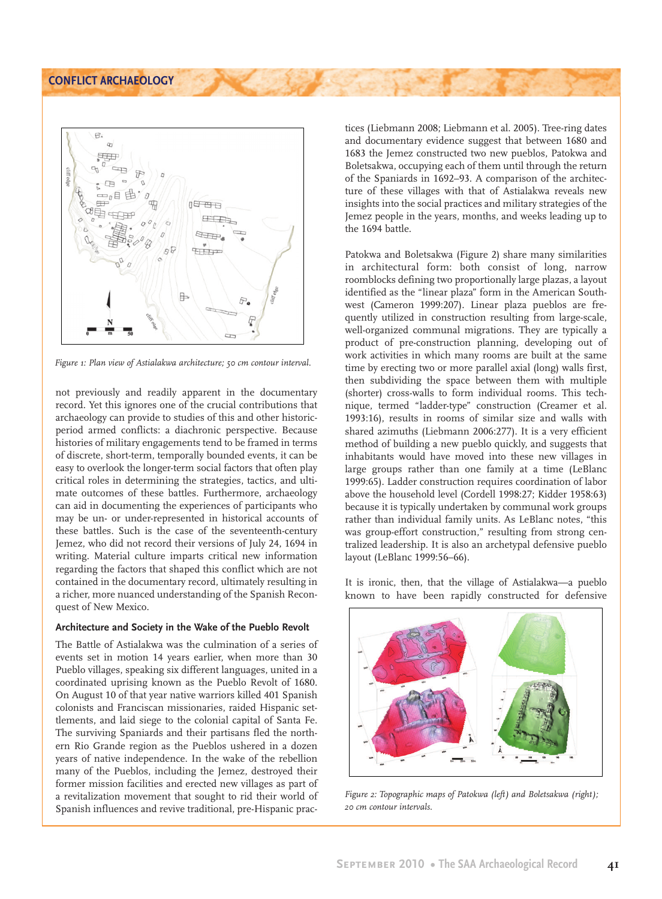Figure 1: Plan view of Astialakwa architecture; 50 cm contour interval.

not previously and readily apparent in the documentary record. Yet this ignores one of the crucial contributions that archaeology can provide to studies of this and other historic-period armed conflicts: a diachronic perspective. Because histories of military engagements tend to be framed in terms of discrete, temporally bounded events, it can be easy to overlook the longer-term social factors that often play critical roles in determining the strategies, tactics, and ultimate outcomes of these battles. Furthermore, archaeology can aid in documenting the experiences of participants who may be un- or under-represented in historical accounts of these battles. Such is the case of the seventeenth-century Jemez, who did not record their versions of July 24, 1694 in writing. Material culture imparts critical new information regarding the factors that shaped this conflict which are not contained in the documentary record, ultimately resulting in a richer, more nuanced understanding of the Spanish Reconquest of New Mexico.

### Architecture and Society in the Wake of the Pueblo Revolt

The Battle of Astialakwa was the culmination of a series of events set in motion 14 years earlier, when more than 30 Pueblo villages, speaking six different languages, united in a coordinated uprising known as the Pueblo Revolt of 1680. On August 10 of that year native warriors killed 401 Spanish colonists and Franciscan missionaries, raided Hispanic settlements, and laid siege to the colonial capital of Santa Fe. The surviving Spaniards and their partisans fled the northern Rio Grande region as the Pueblos ushered in a dozen years of native independence. In the wake of the rebellion many of the Pueblos, including the Jemez, destroyed their former mission facilities and erected new villages as part of a revitalization movement that sought to rid their world of Spanish influences and revive traditional, pre-Hispanic practices (Liebmann 2008; Liebmann et al. 2005). Tree-ring dates and documentary evidence suggest that between 1680 and 1683 the Jemez constructed two new pueblos, Patokwa and Boletsakwa, occupying each of them until through the return of the Spaniards in 1692–93. A comparison of the architecture of these villages with that of Astialakwa reveals new insights into the social practices and military strategies of the Jemez people in the years, months, and weeks leading up to the 1694 battle.

Patokwa and Boletsakwa (Figure 2) share many similarities in architectural form: both consist of long, narrow roomblocks defining two proportionally large plazas, a layout identified as the "linear plaza" form in the American Southwest (Cameron 1999:207). Linear plaza pueblos are frequently utilized in construction resulting from large-scale, well-organized communal migrations. They are typically a product of pre-construction planning, developing out of work activities in which many rooms are built at the same time by erecting two or more parallel axial (long) walls first, then subdividing the space between them with multiple (shorter) cross-walls to form individual rooms. This technique, termed "ladder-type" construction (Creamer et al. 1993:16), results in rooms of similar size and walls with shared azimuths (Liebmann 2006:277). It is a very efficient method of building a new pueblo quickly, and suggests that inhabitants would have moved into these new villages in large groups rather than one family at a time (LeBlanc 1999:65). Ladder construction requires coordination of labor above the household level (Cordell 1998:27; Kidder 1958:63) because it is typically undertaken by communal work groups rather than individual family units. As LeBlanc notes, "this was group-effort construction," resulting from strong centralized leadership. It is also an archetypal defensive pueblo layout (LeBlanc 1999:56–66).

It is ironic, then, that the village of Astialakwa—a pueblo known to have been rapidly constructed for defensive

Figure 2: Topographic maps of Patokwa (left) and Boletsakwa (right); 20 cm contour intervals.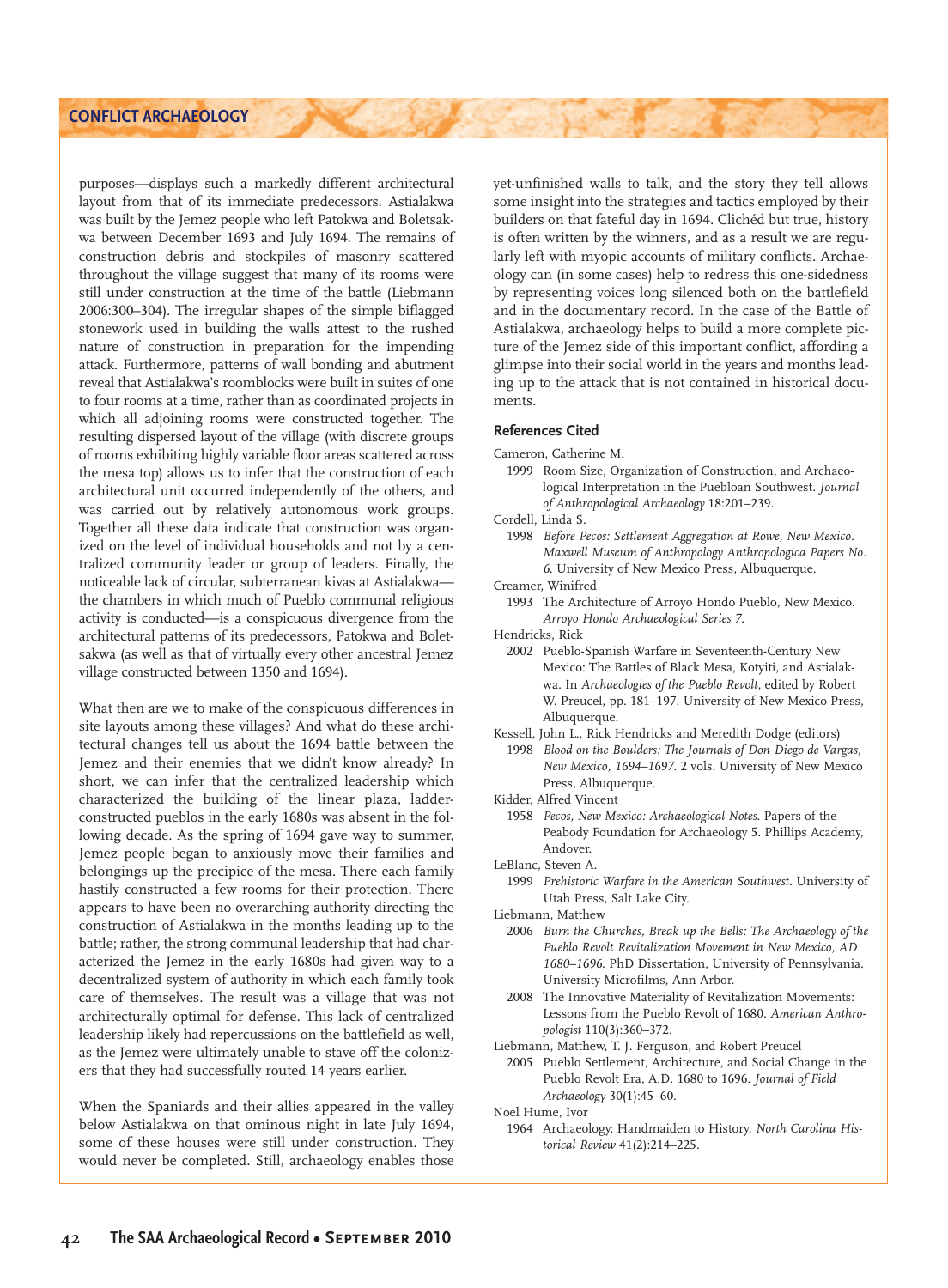purposes—displays such a markedly different architectural layout from that of its immediate predecessors. Astialakwa was built by the Jemez people who left Patokwa and Boletsakwa between December 1693 and July 1694. The remains of construction debris and stockpiles of masonry scattered throughout the village suggest that many of its rooms were still under construction at the time of the battle (Liebmann 2006:300–304). The irregular shapes of the simple biflagged stonework used in building the walls attest to the rushed nature of construction in preparation for the impending attack. Furthermore, patterns of wall bonding and abutment reveal that Astialakwa's roomblocks were built in suites of one to four rooms at a time, rather than as coordinated projects in which all adjoining rooms were constructed together. The resulting dispersed layout of the village (with discrete groups of rooms exhibiting highly variable floor areas scattered across the mesa top) allows us to infer that the construction of each architectural unit occurred independently of the others, and was carried out by relatively autonomous work groups. Together all these data indicate that construction was organized on the level of individual households and not by a centralized community leader or group of leaders. Finally, the noticeable lack of circular, subterranean kivas at Astialakwa—the chambers in which much of Pueblo communal religious activity is conducted—is a conspicuous divergence from the architectural patterns of its predecessors, Patokwa and Boletsakwa (as well as that of virtually every other ancestral Jemez village constructed between 1350 and 1694).

What then are we to make of the conspicuous differences in site layouts among these villages? And what do these architectural changes tell us about the 1694 battle between the Jemez and their enemies that we didn't know already? In short, we can infer that the centralized leadership which characterized the building of the linear plaza, ladder-constructed pueblos in the early 1680s was absent in the following decade. As the spring of 1694 gave way to summer, Jemez people began to anxiously move their families and belongings up the precipice of the mesa. There each family hastily constructed a few rooms for their protection. There appears to have been no overarching authority directing the construction of Astialakwa in the months leading up to the battle; rather, the strong communal leadership that had characterized the Jemez in the early 1680s had given way to a decentralized system of authority in which each family took care of themselves. The result was a village that was not architecturally optimal for defense. This lack of centralized leadership likely had repercussions on the battlefield as well, as the Jemez were ultimately unable to stave off the colonizers that they had successfully routed 14 years earlier.

When the Spaniards and their allies appeared in the valley below Astialakwa on that ominous night in late July 1694, some of these houses were still under construction. They would never be completed. Still, archaeology enables those yet-unfinished walls to talk, and the story they tell allows some insight into the strategies and tactics employed by their builders on that fateful day in 1694. Clichéd but true, history is often written by the winners, and as a result we are regularly left with myopic accounts of military conflicts. Archaeology can (in some cases) help to redress this one-sidedness by representing voices long silenced both on the battlefield and in the documentary record. In the case of the Battle of Astialakwa, archaeology helps to build a more complete picture of the Jemez side of this important conflict, affording a glimpse into their social world in the years and months leading up to the attack that is not contained in historical documents.

### References Cited

Cameron, Catherine M.
1999 Room Size, Organization of Construction, and Archaeological Interpretation in the Puebloan Southwest. *Journal of Anthropological Archaeology* 18:201–239.

Cordell, Linda S.
1998 *Before Pecos: Settlement Aggregation at Rowe, New Mexico. Maxwell Museum of Anthropology Anthropologica Papers No. 6.* University of New Mexico Press, Albuquerque.

Creamer, Winifred
1993 The Architecture of Arroyo Hondo Pueblo, New Mexico. *Arroyo Hondo Archaeological Series 7.*

Hendricks, Rick
2002 Pueblo-Spanish Warfare in Seventeenth-Century New Mexico: The Battles of Black Mesa, Kotyiti, and Astialakwa. In *Archaeologies of the Pueblo Revolt*, edited by Robert W. Preucel, pp. 181–197. University of New Mexico Press, Albuquerque.

Kessell, John L., Rick Hendricks and Meredith Dodge (editors)
1998 *Blood on the Boulders: The Journals of Don Diego de Vargas, New Mexico, 1694–1697.* 2 vols. University of New Mexico Press, Albuquerque.

Kidder, Alfred Vincent
1958 *Pecos, New Mexico: Archaeological Notes.* Papers of the Peabody Foundation for Archaeology 5. Phillips Academy, Andover.

LeBlanc, Steven A.
1999 *Prehistoric Warfare in the American Southwest.* University of Utah Press, Salt Lake City.

Liebmann, Matthew
2006 *Burn the Churches, Break up the Bells: The Archaeology of the Pueblo Revolt Revitalization Movement in New Mexico, AD 1680–1696.* PhD Dissertation, University of Pennsylvania. University Microfilms, Ann Arbor.
2008 The Innovative Materiality of Revitalization Movements: Lessons from the Pueblo Revolt of 1680. *American Anthropologist* 110(3):360–372.

Liebmann, Matthew, T. J. Ferguson, and Robert Preucel
2005 Pueblo Settlement, Architecture, and Social Change in the Pueblo Revolt Era, A.D. 1680 to 1696. *Journal of Field Archaeology* 30(1):45–60.

Noel Hume, Ivor
1964 Archaeology: Handmaiden to History. *North Carolina Historical Review* 41(2):214–225.